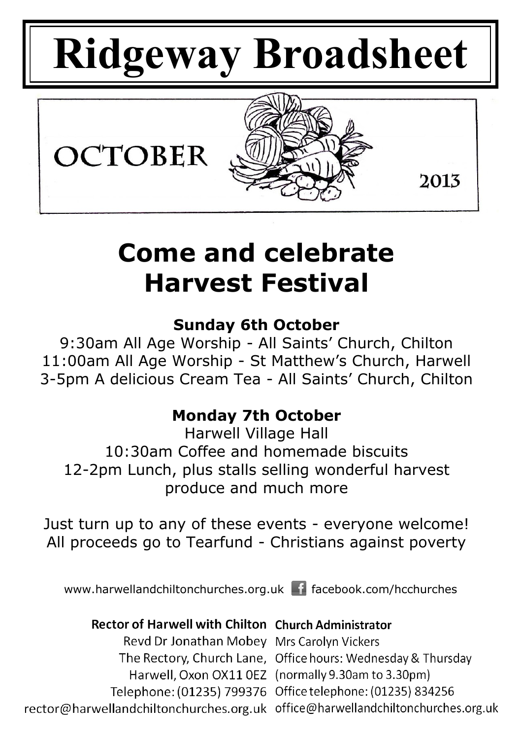# Ridgeway Broadsheet

OCTOBER 2013

## Come and celebrate Harvest Festival

### Sunday 6th October

9:30am All Age Worship - All Saints' Church, Chilton
11:00am All Age Worship - St Matthew's Church, Harwell
3-5pm A delicious Cream Tea - All Saints' Church, Chilton

### Monday 7th October

Harwell Village Hall
10:30am Coffee and homemade biscuits
12-2pm Lunch, plus stalls selling wonderful harvest produce and much more

Just turn up to any of these events - everyone welcome!
All proceeds go to Tearfund - Christians against poverty

www.harwellandchiltonchurches.org.uk facebook.com/hcchurches

**Rector of Harwell with Chilton**
Revd Dr Jonathan Mobey
The Rectory, Church Lane,
Harwell, Oxon OX11 0EZ
Telephone: (01235) 799376
rector@harwellandchiltonchurches.org.uk

**Church Administrator**
Mrs Carolyn Vickers
Office hours: Wednesday & Thursday
(normally 9.30am to 3.30pm)
Office telephone: (01235) 834256
office@harwellandchiltonchurches.org.uk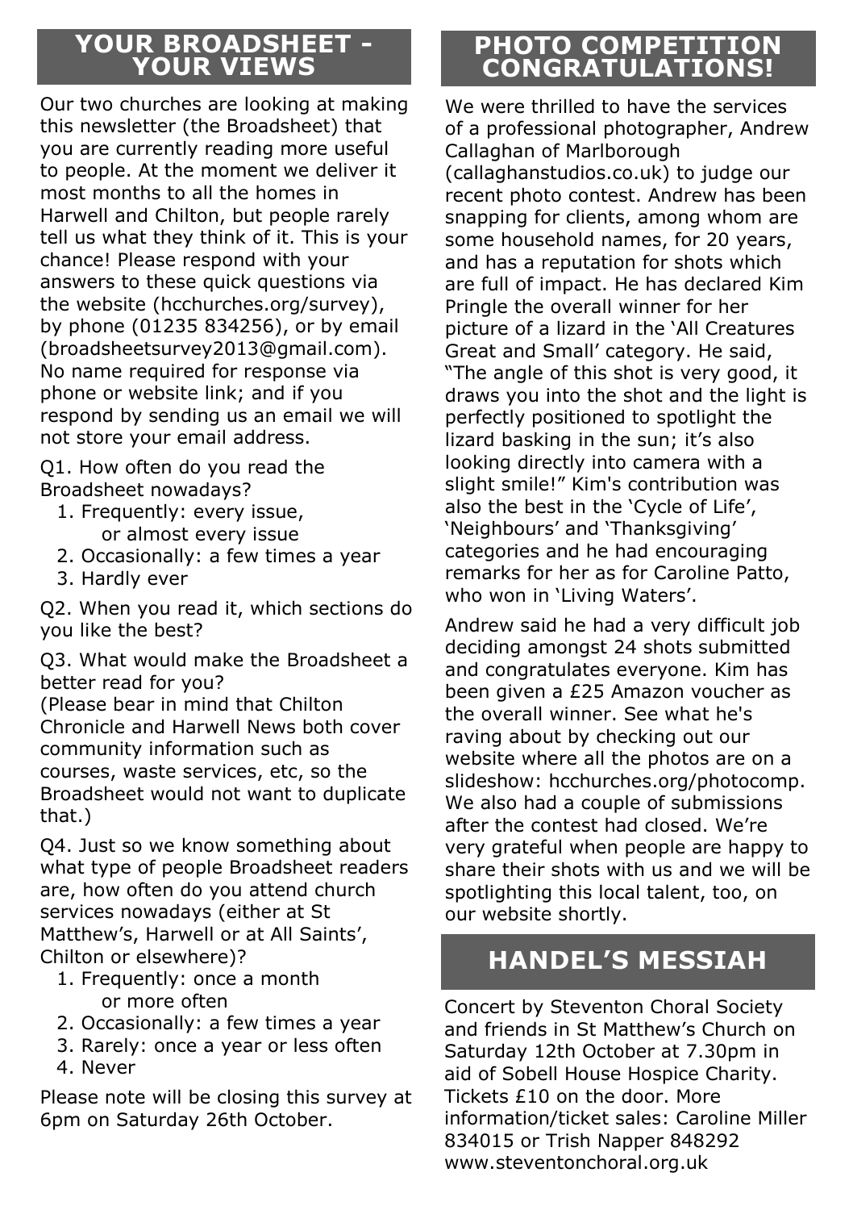## YOUR BROADSHEET - YOUR VIEWS

Our two churches are looking at making this newsletter (the Broadsheet) that you are currently reading more useful to people. At the moment we deliver it most months to all the homes in Harwell and Chilton, but people rarely tell us what they think of it. This is your chance! Please respond with your answers to these quick questions via the website (hcchurches.org/survey), by phone (01235 834256), or by email (broadsheetsurvey2013@gmail.com). No name required for response via phone or website link; and if you respond by sending us an email we will not store your email address.

Q1. How often do you read the Broadsheet nowadays?

1. Frequently: every issue, or almost every issue
2. Occasionally: a few times a year
3. Hardly ever

Q2. When you read it, which sections do you like the best?

Q3. What would make the Broadsheet a better read for you?
(Please bear in mind that Chilton Chronicle and Harwell News both cover community information such as courses, waste services, etc, so the Broadsheet would not want to duplicate that.)

Q4. Just so we know something about what type of people Broadsheet readers are, how often do you attend church services nowadays (either at St Matthew's, Harwell or at All Saints', Chilton or elsewhere)?

1. Frequently: once a month or more often
2. Occasionally: a few times a year
3. Rarely: once a year or less often
4. Never

Please note will be closing this survey at 6pm on Saturday 26th October.

## PHOTO COMPETITION CONGRATULATIONS!

We were thrilled to have the services of a professional photographer, Andrew Callaghan of Marlborough (callaghanstudios.co.uk) to judge our recent photo contest. Andrew has been snapping for clients, among whom are some household names, for 20 years, and has a reputation for shots which are full of impact. He has declared Kim Pringle the overall winner for her picture of a lizard in the 'All Creatures Great and Small' category. He said, "The angle of this shot is very good, it draws you into the shot and the light is perfectly positioned to spotlight the lizard basking in the sun; it's also looking directly into camera with a slight smile!" Kim's contribution was also the best in the 'Cycle of Life', 'Neighbours' and 'Thanksgiving' categories and he had encouraging remarks for her as for Caroline Patto, who won in 'Living Waters'.

Andrew said he had a very difficult job deciding amongst 24 shots submitted and congratulates everyone. Kim has been given a £25 Amazon voucher as the overall winner. See what he's raving about by checking out our website where all the photos are on a slideshow: hcchurches.org/photocomp. We also had a couple of submissions after the contest had closed. We're very grateful when people are happy to share their shots with us and we will be spotlighting this local talent, too, on our website shortly.

## HANDEL'S MESSIAH

Concert by Steventon Choral Society and friends in St Matthew's Church on Saturday 12th October at 7.30pm in aid of Sobell House Hospice Charity. Tickets £10 on the door. More information/ticket sales: Caroline Miller 834015 or Trish Napper 848292 www.steventonchoral.org.uk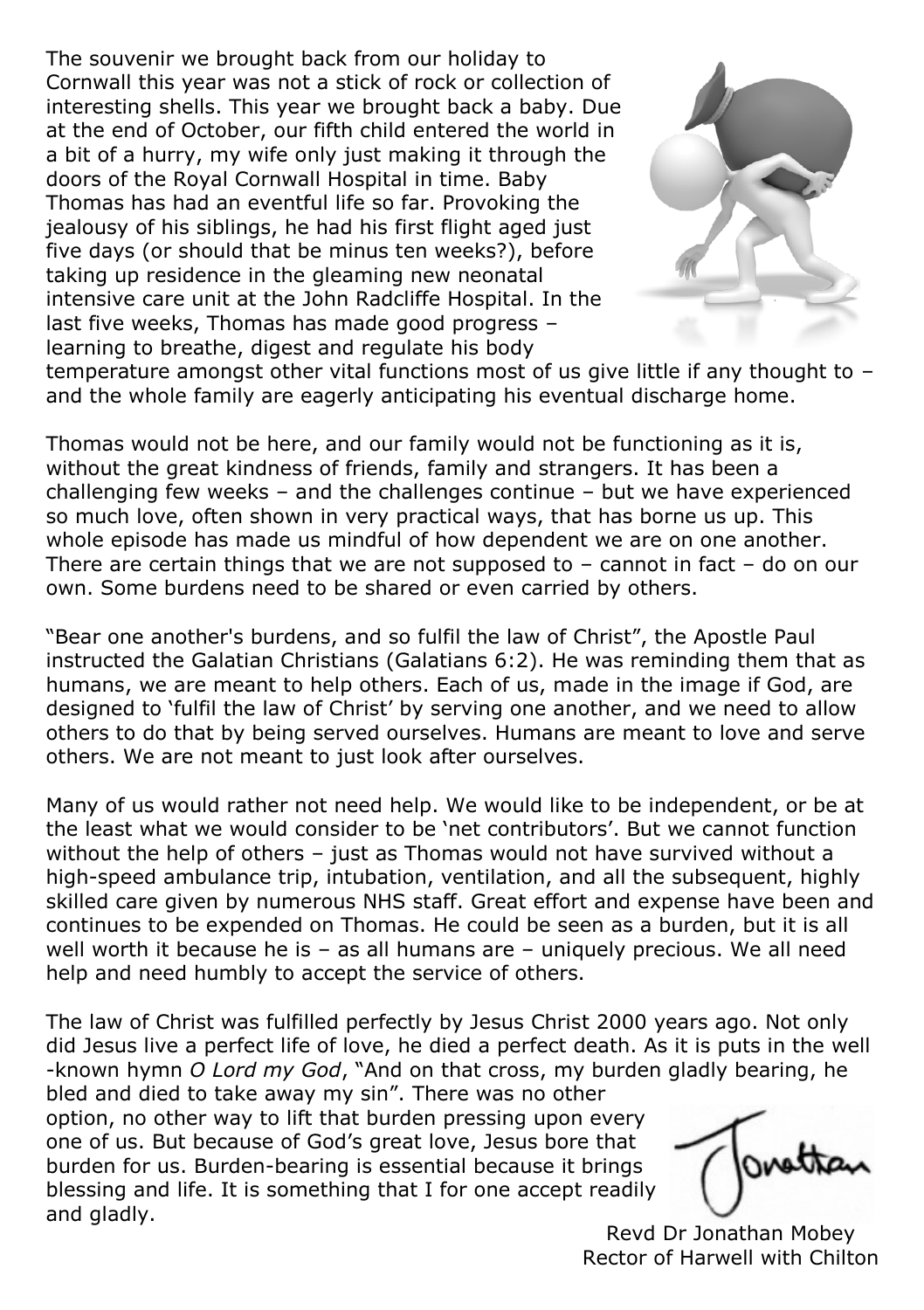The souvenir we brought back from our holiday to Cornwall this year was not a stick of rock or collection of interesting shells. This year we brought back a baby. Due at the end of October, our fifth child entered the world in a bit of a hurry, my wife only just making it through the doors of the Royal Cornwall Hospital in time. Baby Thomas has had an eventful life so far. Provoking the jealousy of his siblings, he had his first flight aged just five days (or should that be minus ten weeks?), before taking up residence in the gleaming new neonatal intensive care unit at the John Radcliffe Hospital. In the last five weeks, Thomas has made good progress – learning to breathe, digest and regulate his body temperature amongst other vital functions most of us give little if any thought to – and the whole family are eagerly anticipating his eventual discharge home.

Thomas would not be here, and our family would not be functioning as it is, without the great kindness of friends, family and strangers. It has been a challenging few weeks – and the challenges continue – but we have experienced so much love, often shown in very practical ways, that has borne us up. This whole episode has made us mindful of how dependent we are on one another. There are certain things that we are not supposed to – cannot in fact – do on our own. Some burdens need to be shared or even carried by others.

"Bear one another's burdens, and so fulfil the law of Christ", the Apostle Paul instructed the Galatian Christians (Galatians 6:2). He was reminding them that as humans, we are meant to help others. Each of us, made in the image if God, are designed to 'fulfil the law of Christ' by serving one another, and we need to allow others to do that by being served ourselves. Humans are meant to love and serve others. We are not meant to just look after ourselves.

Many of us would rather not need help. We would like to be independent, or be at the least what we would consider to be 'net contributors'. But we cannot function without the help of others – just as Thomas would not have survived without a high-speed ambulance trip, intubation, ventilation, and all the subsequent, highly skilled care given by numerous NHS staff. Great effort and expense have been and continues to be expended on Thomas. He could be seen as a burden, but it is all well worth it because he is – as all humans are – uniquely precious. We all need help and need humbly to accept the service of others.

The law of Christ was fulfilled perfectly by Jesus Christ 2000 years ago. Not only did Jesus live a perfect life of love, he died a perfect death. As it is puts in the well-known hymn *O Lord my God*, "And on that cross, my burden gladly bearing, he bled and died to take away my sin". There was no other option, no other way to lift that burden pressing upon every one of us. But because of God's great love, Jesus bore that burden for us. Burden-bearing is essential because it brings blessing and life. It is something that I for one accept readily and gladly.

Jonathan

Revd Dr Jonathan Mobey
Rector of Harwell with Chilton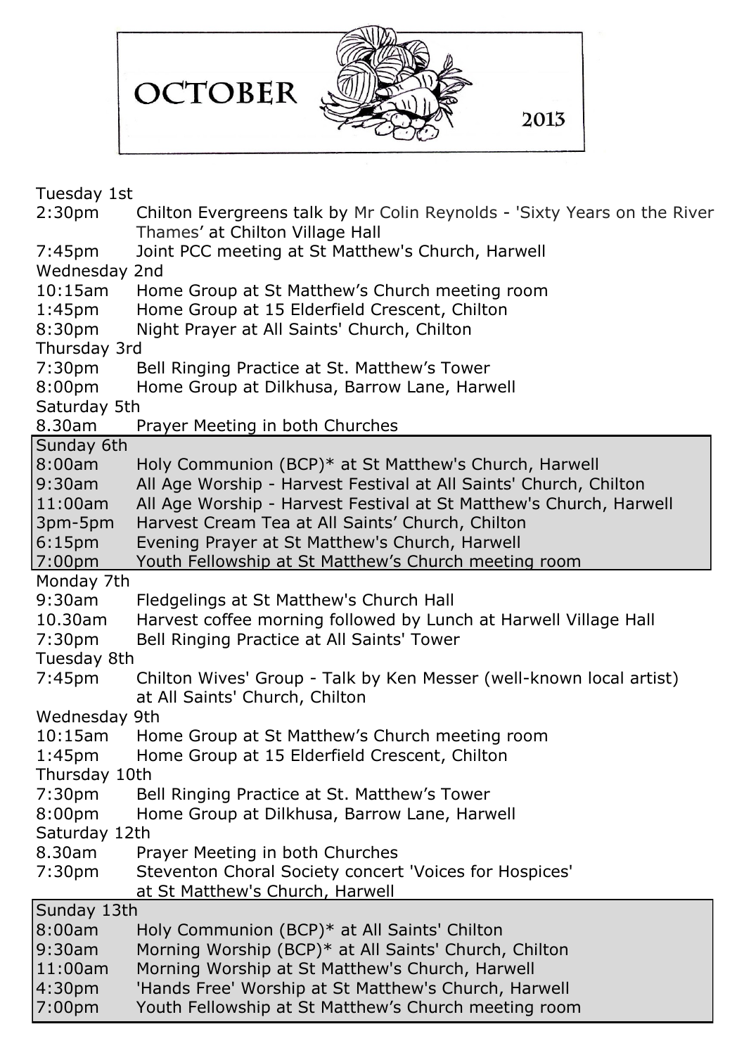# OCTOBER 2013

**Tuesday 1st**

- 2:30pm — Chilton Evergreens talk by Mr Colin Reynolds - 'Sixty Years on the River Thames' at Chilton Village Hall
- 7:45pm — Joint PCC meeting at St Matthew's Church, Harwell

**Wednesday 2nd**

- 10:15am — Home Group at St Matthew's Church meeting room
- 1:45pm — Home Group at 15 Elderfield Crescent, Chilton
- 8:30pm — Night Prayer at All Saints' Church, Chilton

**Thursday 3rd**

- 7:30pm — Bell Ringing Practice at St. Matthew's Tower
- 8:00pm — Home Group at Dilkhusa, Barrow Lane, Harwell

**Saturday 5th**

- 8.30am — Prayer Meeting in both Churches

**Sunday 6th**

- 8:00am — Holy Communion (BCP)* at St Matthew's Church, Harwell
- 9:30am — All Age Worship - Harvest Festival at All Saints' Church, Chilton
- 11:00am — All Age Worship - Harvest Festival at St Matthew's Church, Harwell
- 3pm-5pm — Harvest Cream Tea at All Saints' Church, Chilton
- 6:15pm — Evening Prayer at St Matthew's Church, Harwell
- 7:00pm — Youth Fellowship at St Matthew's Church meeting room

**Monday 7th**

- 9:30am — Fledgelings at St Matthew's Church Hall
- 10.30am — Harvest coffee morning followed by Lunch at Harwell Village Hall
- 7:30pm — Bell Ringing Practice at All Saints' Tower

**Tuesday 8th**

- 7:45pm — Chilton Wives' Group - Talk by Ken Messer (well-known local artist) at All Saints' Church, Chilton

**Wednesday 9th**

- 10:15am — Home Group at St Matthew's Church meeting room
- 1:45pm — Home Group at 15 Elderfield Crescent, Chilton

**Thursday 10th**

- 7:30pm — Bell Ringing Practice at St. Matthew's Tower
- 8:00pm — Home Group at Dilkhusa, Barrow Lane, Harwell

**Saturday 12th**

- 8.30am — Prayer Meeting in both Churches
- 7:30pm — Steventon Choral Society concert 'Voices for Hospices' at St Matthew's Church, Harwell

**Sunday 13th**

- 8:00am — Holy Communion (BCP)* at All Saints' Chilton
- 9:30am — Morning Worship (BCP)* at All Saints' Church, Chilton
- 11:00am — Morning Worship at St Matthew's Church, Harwell
- 4:30pm — 'Hands Free' Worship at St Matthew's Church, Harwell
- 7:00pm — Youth Fellowship at St Matthew's Church meeting room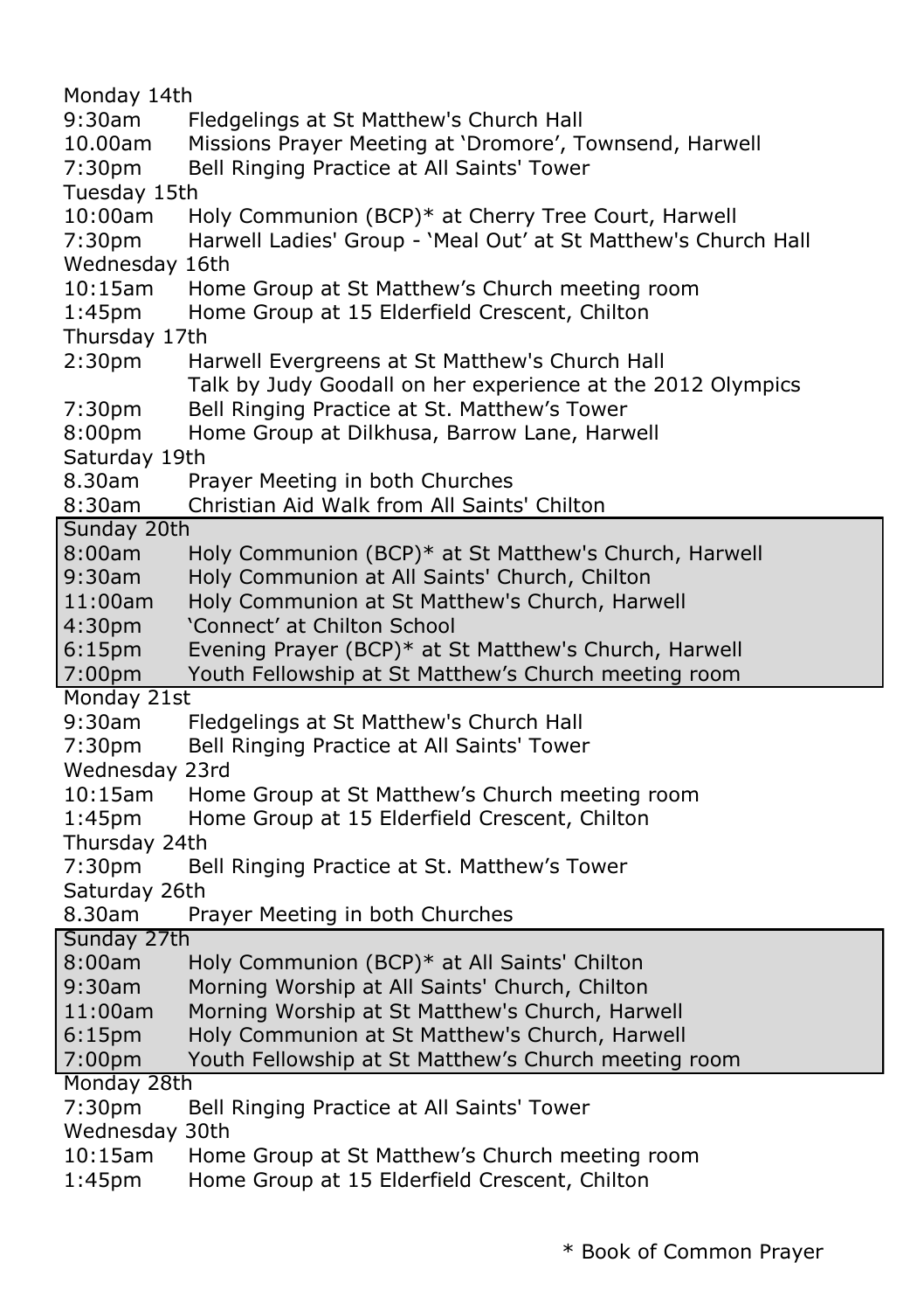Monday 14th

| | |
|---|---|
| 9:30am | Fledgelings at St Matthew's Church Hall |
| 10.00am | Missions Prayer Meeting at 'Dromore', Townsend, Harwell |
| 7:30pm | Bell Ringing Practice at All Saints' Tower |

Tuesday 15th

| | |
|---|---|
| 10:00am | Holy Communion (BCP)* at Cherry Tree Court, Harwell |
| 7:30pm | Harwell Ladies' Group - 'Meal Out' at St Matthew's Church Hall |

Wednesday 16th

| | |
|---|---|
| 10:15am | Home Group at St Matthew's Church meeting room |
| 1:45pm | Home Group at 15 Elderfield Crescent, Chilton |

Thursday 17th

| | |
|---|---|
| 2:30pm | Harwell Evergreens at St Matthew's Church Hall<br>Talk by Judy Goodall on her experience at the 2012 Olympics |
| 7:30pm | Bell Ringing Practice at St. Matthew's Tower |
| 8:00pm | Home Group at Dilkhusa, Barrow Lane, Harwell |

Saturday 19th

| | |
|---|---|
| 8.30am | Prayer Meeting in both Churches |
| 8:30am | Christian Aid Walk from All Saints' Chilton |

Sunday 20th

| | |
|---|---|
| 8:00am | Holy Communion (BCP)* at St Matthew's Church, Harwell |
| 9:30am | Holy Communion at All Saints' Church, Chilton |
| 11:00am | Holy Communion at St Matthew's Church, Harwell |
| 4:30pm | 'Connect' at Chilton School |
| 6:15pm | Evening Prayer (BCP)* at St Matthew's Church, Harwell |
| 7:00pm | Youth Fellowship at St Matthew's Church meeting room |

Monday 21st

| | |
|---|---|
| 9:30am | Fledgelings at St Matthew's Church Hall |
| 7:30pm | Bell Ringing Practice at All Saints' Tower |

Wednesday 23rd

| | |
|---|---|
| 10:15am | Home Group at St Matthew's Church meeting room |
| 1:45pm | Home Group at 15 Elderfield Crescent, Chilton |

Thursday 24th

| | |
|---|---|
| 7:30pm | Bell Ringing Practice at St. Matthew's Tower |

Saturday 26th

| | |
|---|---|
| 8.30am | Prayer Meeting in both Churches |

Sunday 27th

| | |
|---|---|
| 8:00am | Holy Communion (BCP)* at All Saints' Chilton |
| 9:30am | Morning Worship at All Saints' Church, Chilton |
| 11:00am | Morning Worship at St Matthew's Church, Harwell |
| 6:15pm | Holy Communion at St Matthew's Church, Harwell |
| 7:00pm | Youth Fellowship at St Matthew's Church meeting room |

Monday 28th

| | |
|---|---|
| 7:30pm | Bell Ringing Practice at All Saints' Tower |

Wednesday 30th

| | |
|---|---|
| 10:15am | Home Group at St Matthew's Church meeting room |
| 1:45pm | Home Group at 15 Elderfield Crescent, Chilton |

* Book of Common Prayer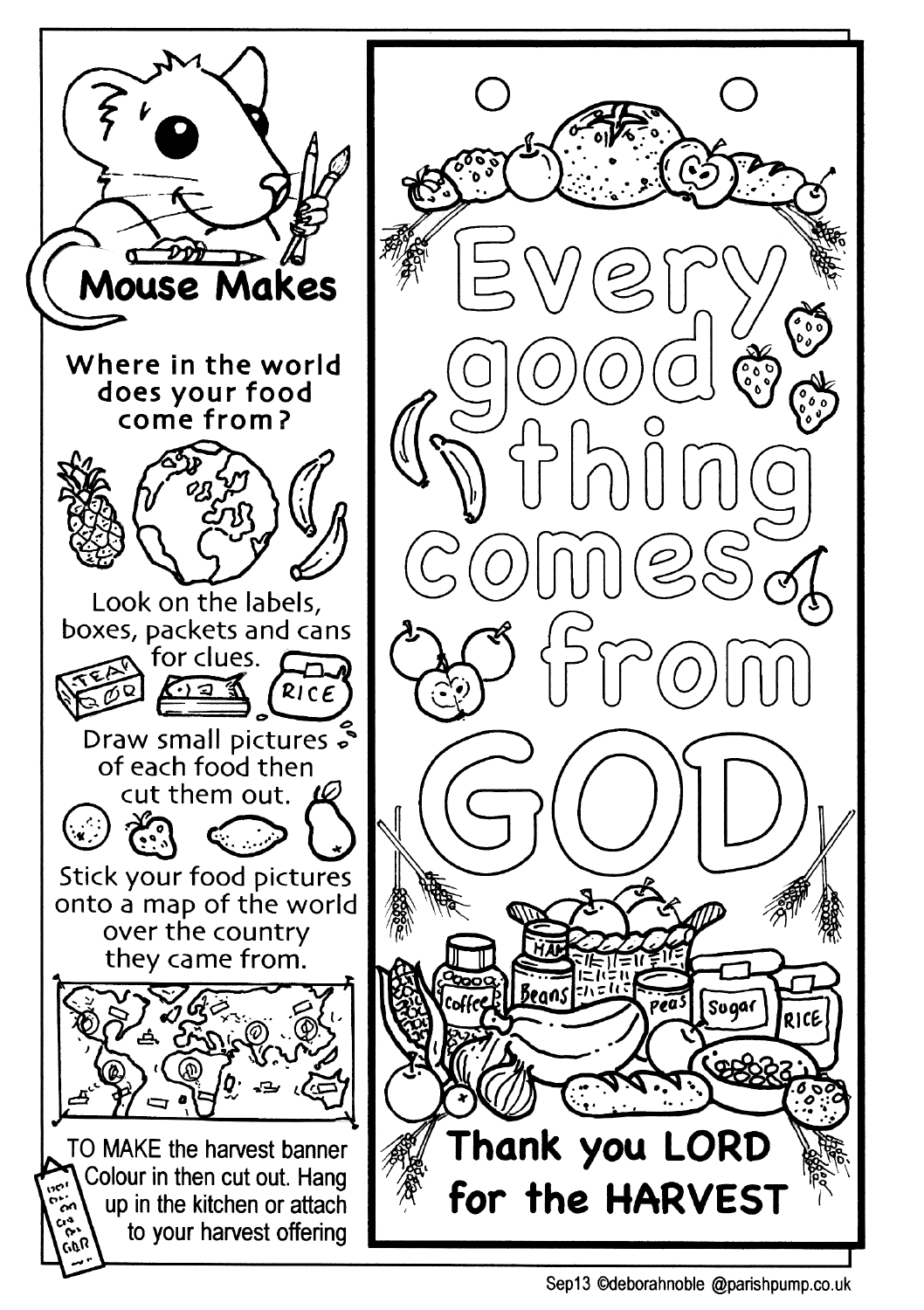# Mouse Makes

**Where in the world does your food come from?**

Look on the labels, boxes, packets and cans for clues.

Draw small pictures of each food then cut them out.

Stick your food pictures onto a map of the world over the country they came from.

TO MAKE the harvest banner Colour in then cut out. Hang up in the kitchen or attach to your harvest offering

# Every good thing comes from GOD

**Thank you LORD for the HARVEST**

Sep13 ©deborahnoble @parishpump.co.uk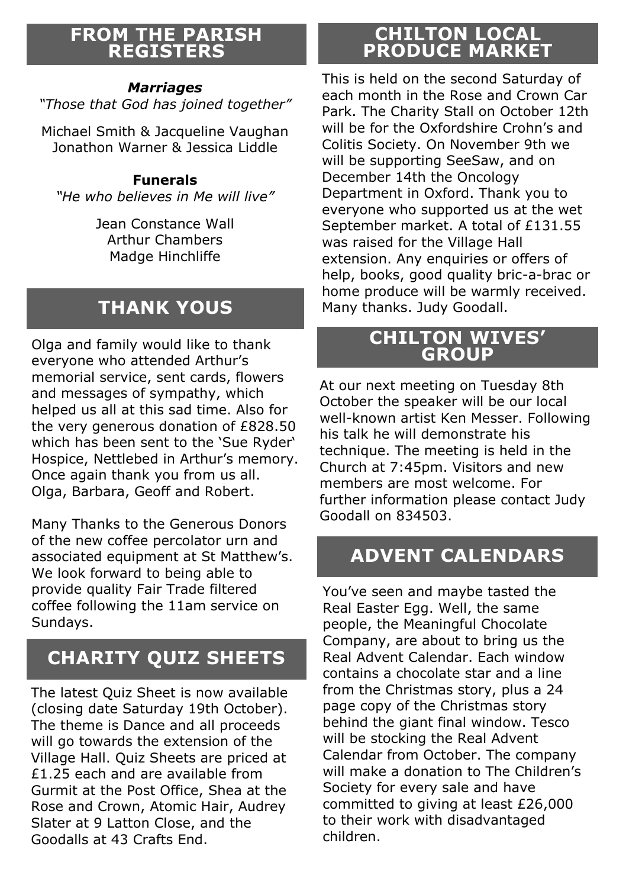## FROM THE PARISH REGISTERS

***Marriages***

*"Those that God has joined together"*

Michael Smith & Jacqueline Vaughan
Jonathon Warner & Jessica Liddle

**Funerals**

*"He who believes in Me will live"*

Jean Constance Wall
Arthur Chambers
Madge Hinchliffe

## THANK YOUS

Olga and family would like to thank everyone who attended Arthur's memorial service, sent cards, flowers and messages of sympathy, which helped us all at this sad time. Also for the very generous donation of £828.50 which has been sent to the 'Sue Ryder' Hospice, Nettlebed in Arthur's memory. Once again thank you from us all. Olga, Barbara, Geoff and Robert.

Many Thanks to the Generous Donors of the new coffee percolator urn and associated equipment at St Matthew's. We look forward to being able to provide quality Fair Trade filtered coffee following the 11am service on Sundays.

## CHARITY QUIZ SHEETS

The latest Quiz Sheet is now available (closing date Saturday 19th October). The theme is Dance and all proceeds will go towards the extension of the Village Hall. Quiz Sheets are priced at £1.25 each and are available from Gurmit at the Post Office, Shea at the Rose and Crown, Atomic Hair, Audrey Slater at 9 Latton Close, and the Goodalls at 43 Crafts End.

## CHILTON LOCAL PRODUCE MARKET

This is held on the second Saturday of each month in the Rose and Crown Car Park. The Charity Stall on October 12th will be for the Oxfordshire Crohn's and Colitis Society. On November 9th we will be supporting SeeSaw, and on December 14th the Oncology Department in Oxford. Thank you to everyone who supported us at the wet September market. A total of £131.55 was raised for the Village Hall extension. Any enquiries or offers of help, books, good quality bric-a-brac or home produce will be warmly received. Many thanks. Judy Goodall.

## CHILTON WIVES' GROUP

At our next meeting on Tuesday 8th October the speaker will be our local well-known artist Ken Messer. Following his talk he will demonstrate his technique. The meeting is held in the Church at 7:45pm. Visitors and new members are most welcome. For further information please contact Judy Goodall on 834503.

## ADVENT CALENDARS

You've seen and maybe tasted the Real Easter Egg. Well, the same people, the Meaningful Chocolate Company, are about to bring us the Real Advent Calendar. Each window contains a chocolate star and a line from the Christmas story, plus a 24 page copy of the Christmas story behind the giant final window. Tesco will be stocking the Real Advent Calendar from October. The company will make a donation to The Children's Society for every sale and have committed to giving at least £26,000 to their work with disadvantaged children.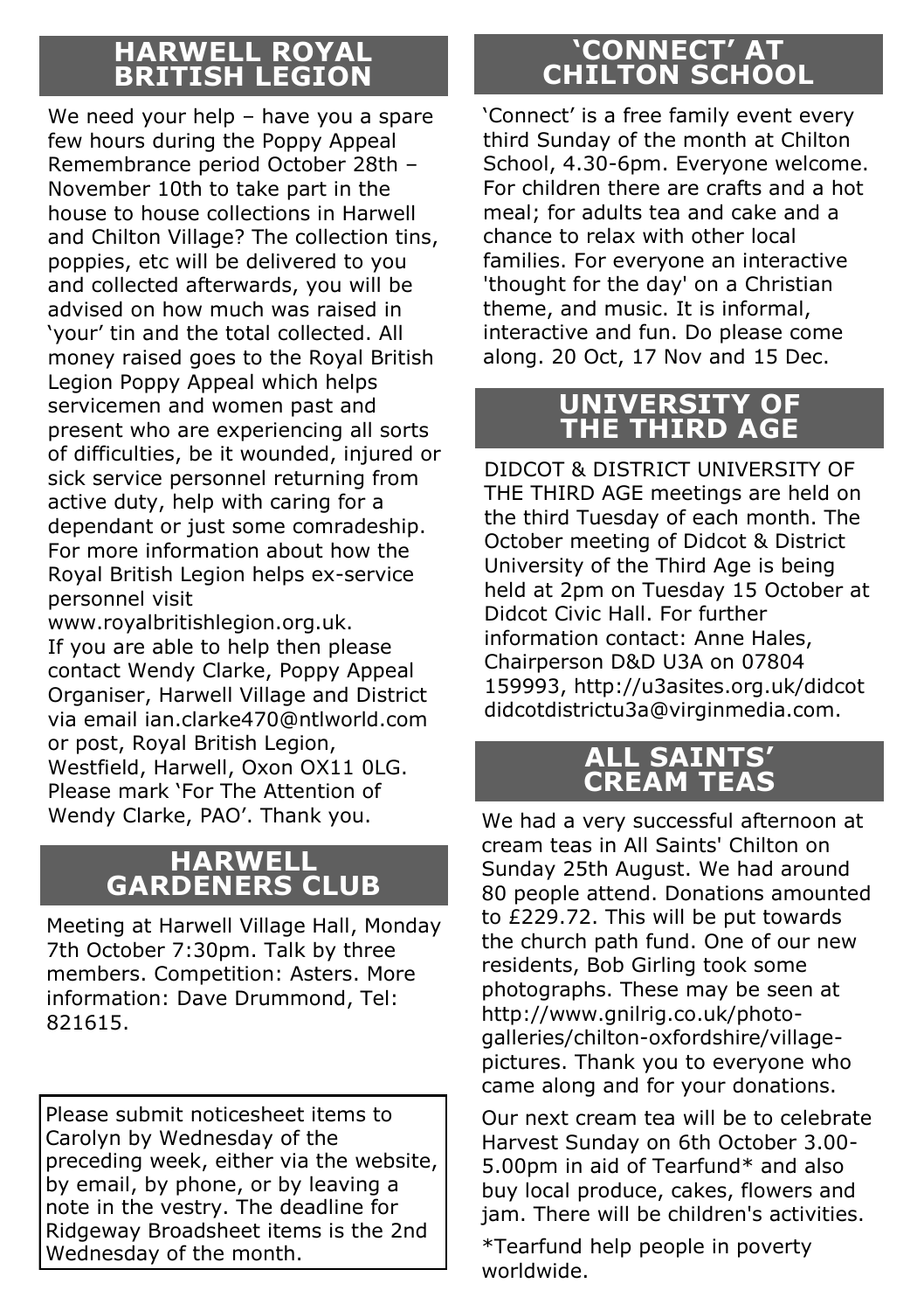## HARWELL ROYAL BRITISH LEGION

We need your help – have you a spare few hours during the Poppy Appeal Remembrance period October 28th – November 10th to take part in the house to house collections in Harwell and Chilton Village? The collection tins, poppies, etc will be delivered to you and collected afterwards, you will be advised on how much was raised in 'your' tin and the total collected. All money raised goes to the Royal British Legion Poppy Appeal which helps servicemen and women past and present who are experiencing all sorts of difficulties, be it wounded, injured or sick service personnel returning from active duty, help with caring for a dependant or just some comradeship. For more information about how the Royal British Legion helps ex-service personnel visit www.royalbritishlegion.org.uk.
If you are able to help then please contact Wendy Clarke, Poppy Appeal Organiser, Harwell Village and District via email ian.clarke470@ntlworld.com or post, Royal British Legion, Westfield, Harwell, Oxon OX11 0LG. Please mark 'For The Attention of Wendy Clarke, PAO'. Thank you.

## HARWELL GARDENERS CLUB

Meeting at Harwell Village Hall, Monday 7th October 7:30pm. Talk by three members. Competition: Asters. More information: Dave Drummond, Tel: 821615.

Please submit noticesheet items to Carolyn by Wednesday of the preceding week, either via the website, by email, by phone, or by leaving a note in the vestry. The deadline for Ridgeway Broadsheet items is the 2nd Wednesday of the month.

## 'CONNECT' AT CHILTON SCHOOL

'Connect' is a free family event every third Sunday of the month at Chilton School, 4.30-6pm. Everyone welcome. For children there are crafts and a hot meal; for adults tea and cake and a chance to relax with other local families. For everyone an interactive 'thought for the day' on a Christian theme, and music. It is informal, interactive and fun. Do please come along. 20 Oct, 17 Nov and 15 Dec.

## UNIVERSITY OF THE THIRD AGE

DIDCOT & DISTRICT UNIVERSITY OF THE THIRD AGE meetings are held on the third Tuesday of each month. The October meeting of Didcot & District University of the Third Age is being held at 2pm on Tuesday 15 October at Didcot Civic Hall. For further information contact: Anne Hales, Chairperson D&D U3A on 07804 159993, http://u3asites.org.uk/didcot didcotdistrictu3a@virginmedia.com.

## ALL SAINTS' CREAM TEAS

We had a very successful afternoon at cream teas in All Saints' Chilton on Sunday 25th August. We had around 80 people attend. Donations amounted to £229.72. This will be put towards the church path fund. One of our new residents, Bob Girling took some photographs. These may be seen at http://www.gnilrig.co.uk/photo-galleries/chilton-oxfordshire/village-pictures. Thank you to everyone who came along and for your donations.

Our next cream tea will be to celebrate Harvest Sunday on 6th October 3.00-5.00pm in aid of Tearfund* and also buy local produce, cakes, flowers and jam. There will be children's activities.

*Tearfund help people in poverty worldwide.